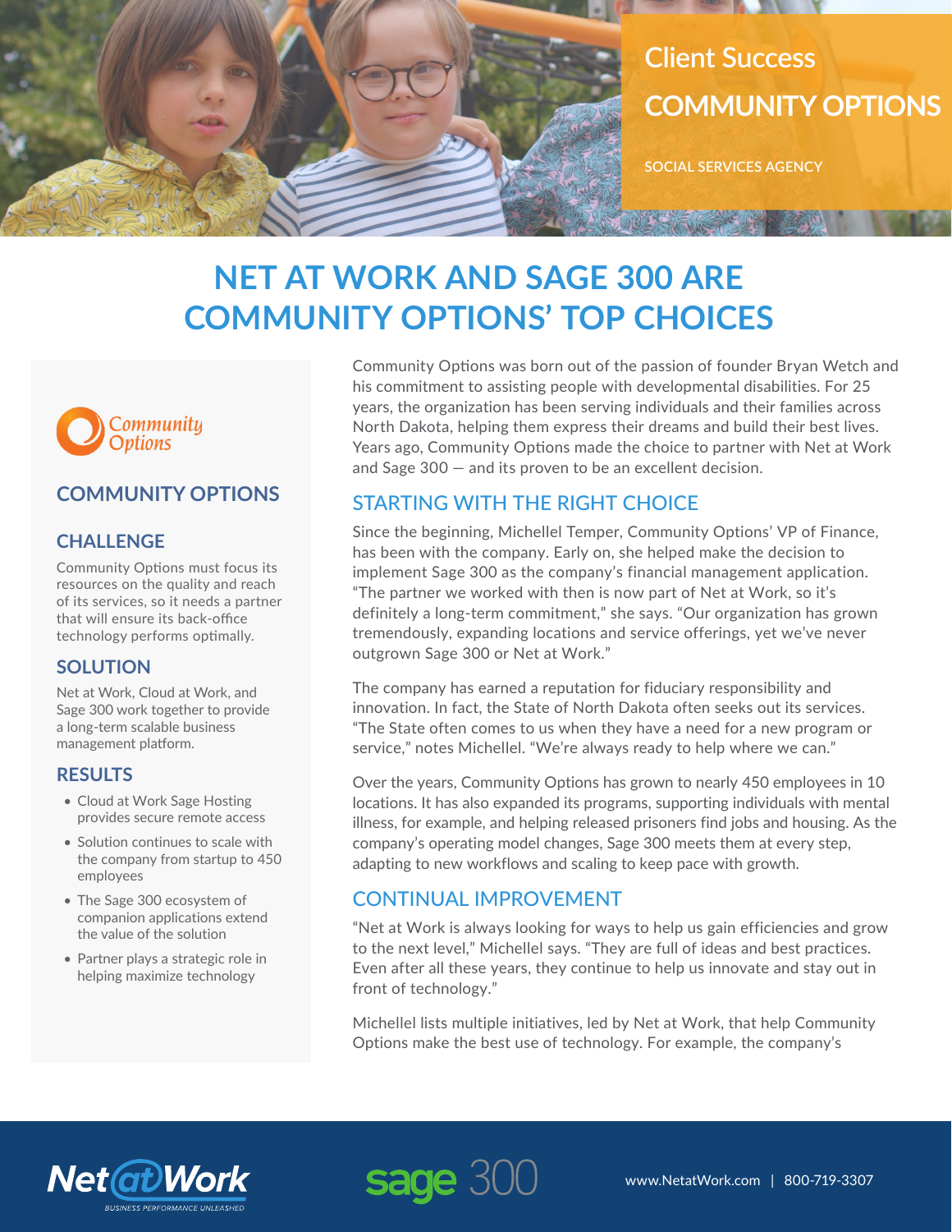Client Success

# COMMUNITY OPTIONS

SOCIAL SERVICES AGENCY

# NET AT WORK AND SAGE 300 ARE COMMUNITY OPTIONS' TOP CHOICES

Community Options was born out of the passion of founder Bryan Wetch and his commitment to assisting people with developmental disabilities. For 25 years, the organization has been serving individuals and their families across North Dakota, helping them express their dreams and build their best lives. Years ago, Community Options made the choice to partner with Net at Work and Sage 300 — and its proven to be an excellent decision.

## STARTING WITH THE RIGHT CHOICE

Since the beginning, Michellel Temper, Community Options' VP of Finance, has been with the company. Early on, she helped make the decision to implement Sage 300 as the company's financial management application. "The partner we worked with then is now part of Net at Work, so it's definitely a long-term commitment," she says. "Our organization has grown tremendously, expanding locations and service offerings, yet we've never outgrown Sage 300 or Net at Work."

The company has earned a reputation for fiduciary responsibility and innovation. In fact, the State of North Dakota often seeks out its services. "The State often comes to us when they have a need for a new program or service," notes Michellel. "We're always ready to help where we can."

Over the years, Community Options has grown to nearly 450 employees in 10 locations. It has also expanded its programs, supporting individuals with mental illness, for example, and helping released prisoners find jobs and housing. As the company's operating model changes, Sage 300 meets them at every step, adapting to new workflows and scaling to keep pace with growth.

## CONTINUAL IMPROVEMENT

"Net at Work is always looking for ways to help us gain efficiencies and grow to the next level," Michellel says. "They are full of ideas and best practices. Even after all these years, they continue to help us innovate and stay out in front of technology."

Michellel lists multiple initiatives, led by Net at Work, that help Community Options make the best use of technology. For example, the company's

---

Community Options

## COMMUNITY OPTIONS

### CHALLENGE

Community Options must focus its resources on the quality and reach of its services, so it needs a partner that will ensure its back-office technology performs optimally.

### SOLUTION

Net at Work, Cloud at Work, and Sage 300 work together to provide a long-term scalable business management platform.

### RESULTS

- Cloud at Work Sage Hosting provides secure remote access
- Solution continues to scale with the company from startup to 450 employees
- The Sage 300 ecosystem of companion applications extend the value of the solution
- Partner plays a strategic role in helping maximize technology

---

Net at Work — BUSINESS PERFORMANCE UNLEASHED | sage 300 | www.NetatWork.com | 800-719-3307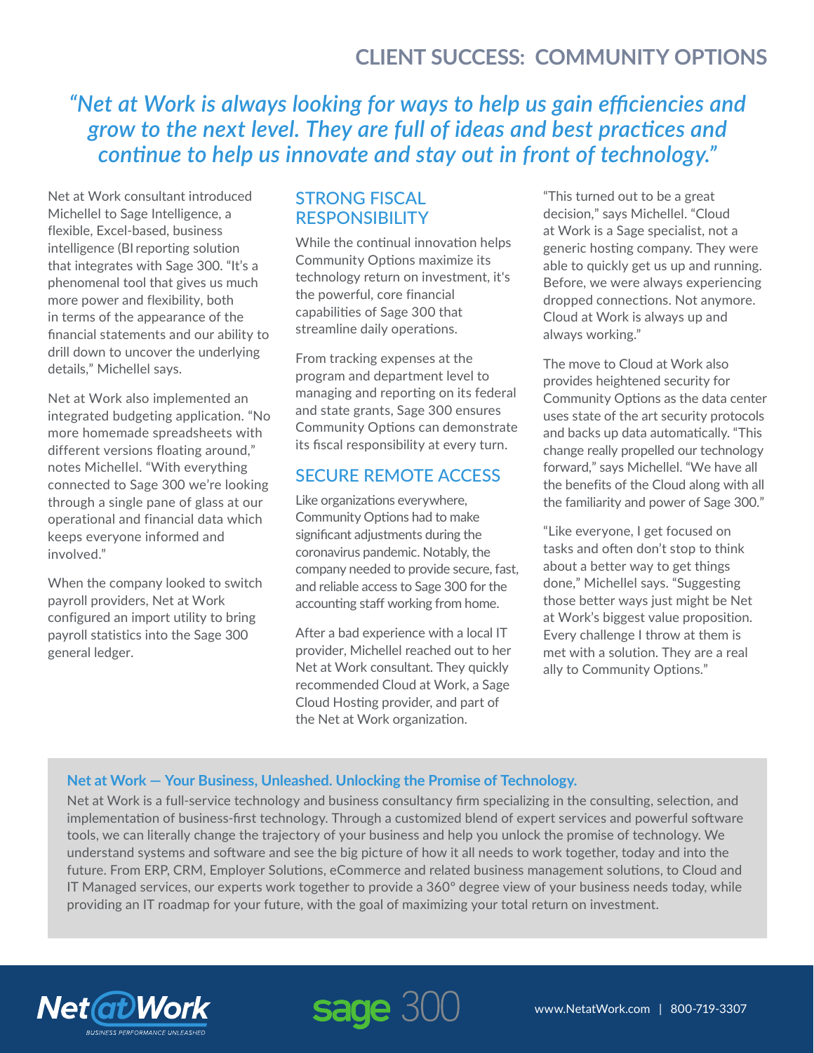## CLIENT SUCCESS: COMMUNITY OPTIONS

*"Net at Work is always looking for ways to help us gain efficiencies and grow to the next level. They are full of ideas and best practices and continue to help us innovate and stay out in front of technology."*

Net at Work consultant introduced Michellel to Sage Intelligence, a flexible, Excel-based, business intelligence (BI reporting solution that integrates with Sage 300. "It's a phenomenal tool that gives us much more power and flexibility, both in terms of the appearance of the financial statements and our ability to drill down to uncover the underlying details," Michellel says.

Net at Work also implemented an integrated budgeting application. "No more homemade spreadsheets with different versions floating around," notes Michellel. "With everything connected to Sage 300 we're looking through a single pane of glass at our operational and financial data which keeps everyone informed and involved."

When the company looked to switch payroll providers, Net at Work configured an import utility to bring payroll statistics into the Sage 300 general ledger.

### STRONG FISCAL RESPONSIBILITY

While the continual innovation helps Community Options maximize its technology return on investment, it's the powerful, core financial capabilities of Sage 300 that streamline daily operations.

From tracking expenses at the program and department level to managing and reporting on its federal and state grants, Sage 300 ensures Community Options can demonstrate its fiscal responsibility at every turn.

### SECURE REMOTE ACCESS

Like organizations everywhere, Community Options had to make significant adjustments during the coronavirus pandemic. Notably, the company needed to provide secure, fast, and reliable access to Sage 300 for the accounting staff working from home.

After a bad experience with a local IT provider, Michellel reached out to her Net at Work consultant. They quickly recommended Cloud at Work, a Sage Cloud Hosting provider, and part of the Net at Work organization.

"This turned out to be a great decision," says Michellel. "Cloud at Work is a Sage specialist, not a generic hosting company. They were able to quickly get us up and running. Before, we were always experiencing dropped connections. Not anymore. Cloud at Work is always up and always working."

The move to Cloud at Work also provides heightened security for Community Options as the data center uses state of the art security protocols and backs up data automatically. "This change really propelled our technology forward," says Michellel. "We have all the benefits of the Cloud along with all the familiarity and power of Sage 300."

"Like everyone, I get focused on tasks and often don't stop to think about a better way to get things done," Michellel says. "Suggesting those better ways just might be Net at Work's biggest value proposition. Every challenge I throw at them is met with a solution. They are a real ally to Community Options."

**Net at Work — Your Business, Unleashed. Unlocking the Promise of Technology.**

Net at Work is a full-service technology and business consultancy firm specializing in the consulting, selection, and implementation of business-first technology. Through a customized blend of expert services and powerful software tools, we can literally change the trajectory of your business and help you unlock the promise of technology. We understand systems and software and see the big picture of how it all needs to work together, today and into the future. From ERP, CRM, Employer Solutions, eCommerce and related business management solutions, to Cloud and IT Managed services, our experts work together to provide a 360° degree view of your business needs today, while providing an IT roadmap for your future, with the goal of maximizing your total return on investment.

Net at Work — BUSINESS PERFORMANCE UNLEASHED

sage 300

www.NetatWork.com | 800-719-3307